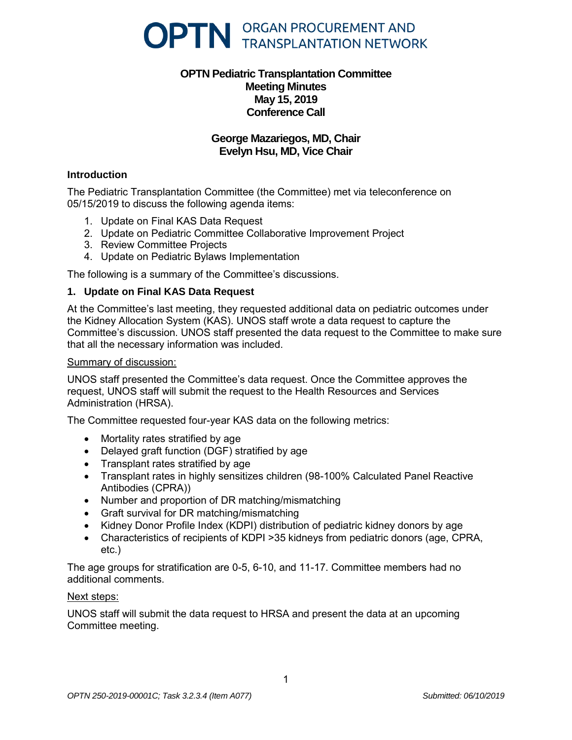# OPTN ORGAN PROCUREMENT AND TRANSPLANTATION NETWORK

## OPTN Pediatric Transplantation Committee
## Meeting Minutes
## May 15, 2019
## Conference Call

### George Mazariegos, MD, Chair
### Evelyn Hsu, MD, Vice Chair

### Introduction

The Pediatric Transplantation Committee (the Committee) met via teleconference on 05/15/2019 to discuss the following agenda items:

1. Update on Final KAS Data Request
2. Update on Pediatric Committee Collaborative Improvement Project
3. Review Committee Projects
4. Update on Pediatric Bylaws Implementation

The following is a summary of the Committee's discussions.

### 1. Update on Final KAS Data Request

At the Committee's last meeting, they requested additional data on pediatric outcomes under the Kidney Allocation System (KAS). UNOS staff wrote a data request to capture the Committee's discussion. UNOS staff presented the data request to the Committee to make sure that all the necessary information was included.

Summary of discussion:

UNOS staff presented the Committee's data request. Once the Committee approves the request, UNOS staff will submit the request to the Health Resources and Services Administration (HRSA).

The Committee requested four-year KAS data on the following metrics:

- Mortality rates stratified by age
- Delayed graft function (DGF) stratified by age
- Transplant rates stratified by age
- Transplant rates in highly sensitizes children (98-100% Calculated Panel Reactive Antibodies (CPRA))
- Number and proportion of DR matching/mismatching
- Graft survival for DR matching/mismatching
- Kidney Donor Profile Index (KDPI) distribution of pediatric kidney donors by age
- Characteristics of recipients of KDPI >35 kidneys from pediatric donors (age, CPRA, etc.)

The age groups for stratification are 0-5, 6-10, and 11-17. Committee members had no additional comments.

Next steps:

UNOS staff will submit the data request to HRSA and present the data at an upcoming Committee meeting.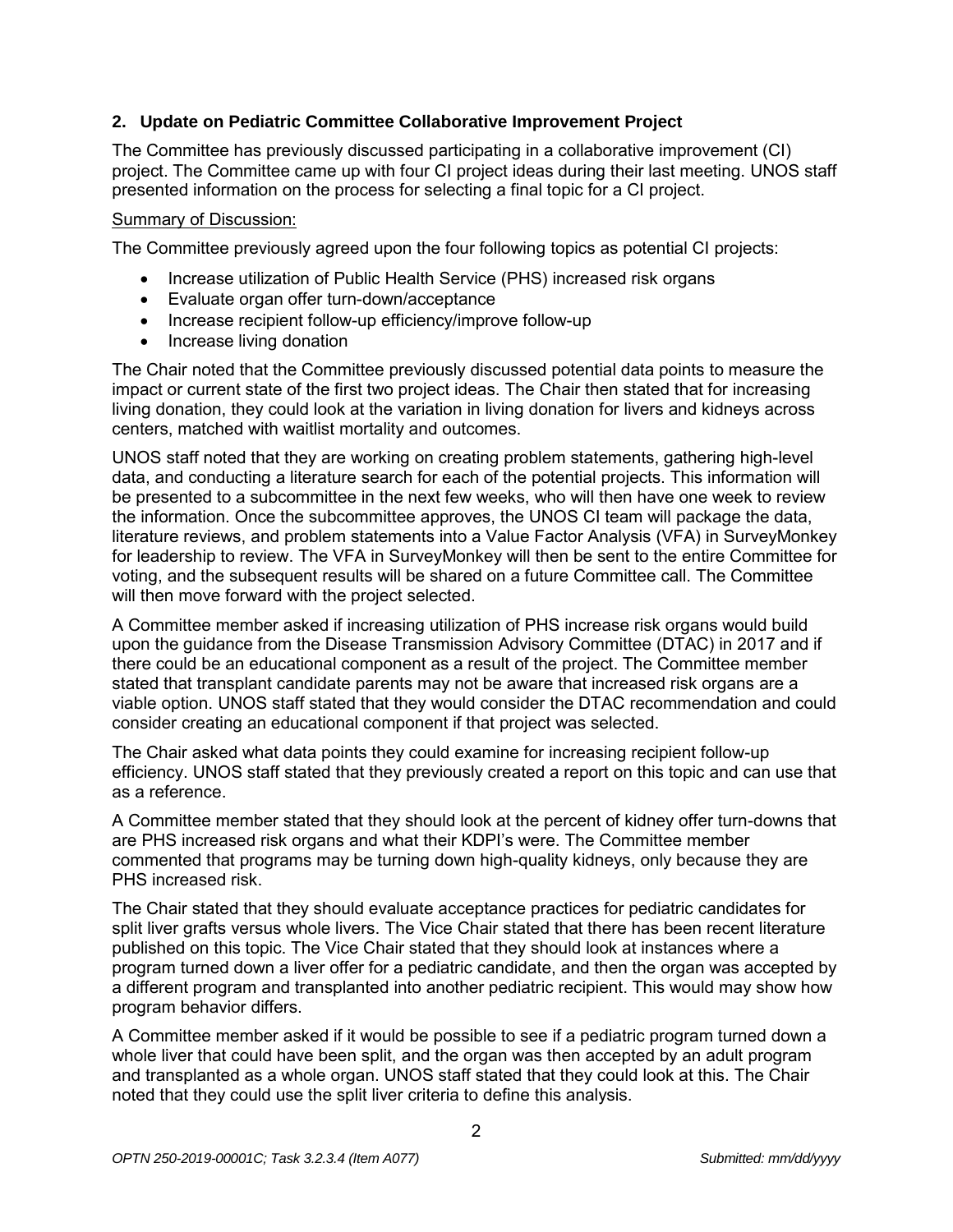## 2. Update on Pediatric Committee Collaborative Improvement Project

The Committee has previously discussed participating in a collaborative improvement (CI) project. The Committee came up with four CI project ideas during their last meeting. UNOS staff presented information on the process for selecting a final topic for a CI project.

Summary of Discussion:

The Committee previously agreed upon the four following topics as potential CI projects:

- Increase utilization of Public Health Service (PHS) increased risk organs
- Evaluate organ offer turn-down/acceptance
- Increase recipient follow-up efficiency/improve follow-up
- Increase living donation

The Chair noted that the Committee previously discussed potential data points to measure the impact or current state of the first two project ideas. The Chair then stated that for increasing living donation, they could look at the variation in living donation for livers and kidneys across centers, matched with waitlist mortality and outcomes.

UNOS staff noted that they are working on creating problem statements, gathering high-level data, and conducting a literature search for each of the potential projects. This information will be presented to a subcommittee in the next few weeks, who will then have one week to review the information. Once the subcommittee approves, the UNOS CI team will package the data, literature reviews, and problem statements into a Value Factor Analysis (VFA) in SurveyMonkey for leadership to review. The VFA in SurveyMonkey will then be sent to the entire Committee for voting, and the subsequent results will be shared on a future Committee call. The Committee will then move forward with the project selected.

A Committee member asked if increasing utilization of PHS increase risk organs would build upon the guidance from the Disease Transmission Advisory Committee (DTAC) in 2017 and if there could be an educational component as a result of the project. The Committee member stated that transplant candidate parents may not be aware that increased risk organs are a viable option. UNOS staff stated that they would consider the DTAC recommendation and could consider creating an educational component if that project was selected.

The Chair asked what data points they could examine for increasing recipient follow-up efficiency. UNOS staff stated that they previously created a report on this topic and can use that as a reference.

A Committee member stated that they should look at the percent of kidney offer turn-downs that are PHS increased risk organs and what their KDPI's were. The Committee member commented that programs may be turning down high-quality kidneys, only because they are PHS increased risk.

The Chair stated that they should evaluate acceptance practices for pediatric candidates for split liver grafts versus whole livers. The Vice Chair stated that there has been recent literature published on this topic. The Vice Chair stated that they should look at instances where a program turned down a liver offer for a pediatric candidate, and then the organ was accepted by a different program and transplanted into another pediatric recipient. This would may show how program behavior differs.

A Committee member asked if it would be possible to see if a pediatric program turned down a whole liver that could have been split, and the organ was then accepted by an adult program and transplanted as a whole organ. UNOS staff stated that they could look at this. The Chair noted that they could use the split liver criteria to define this analysis.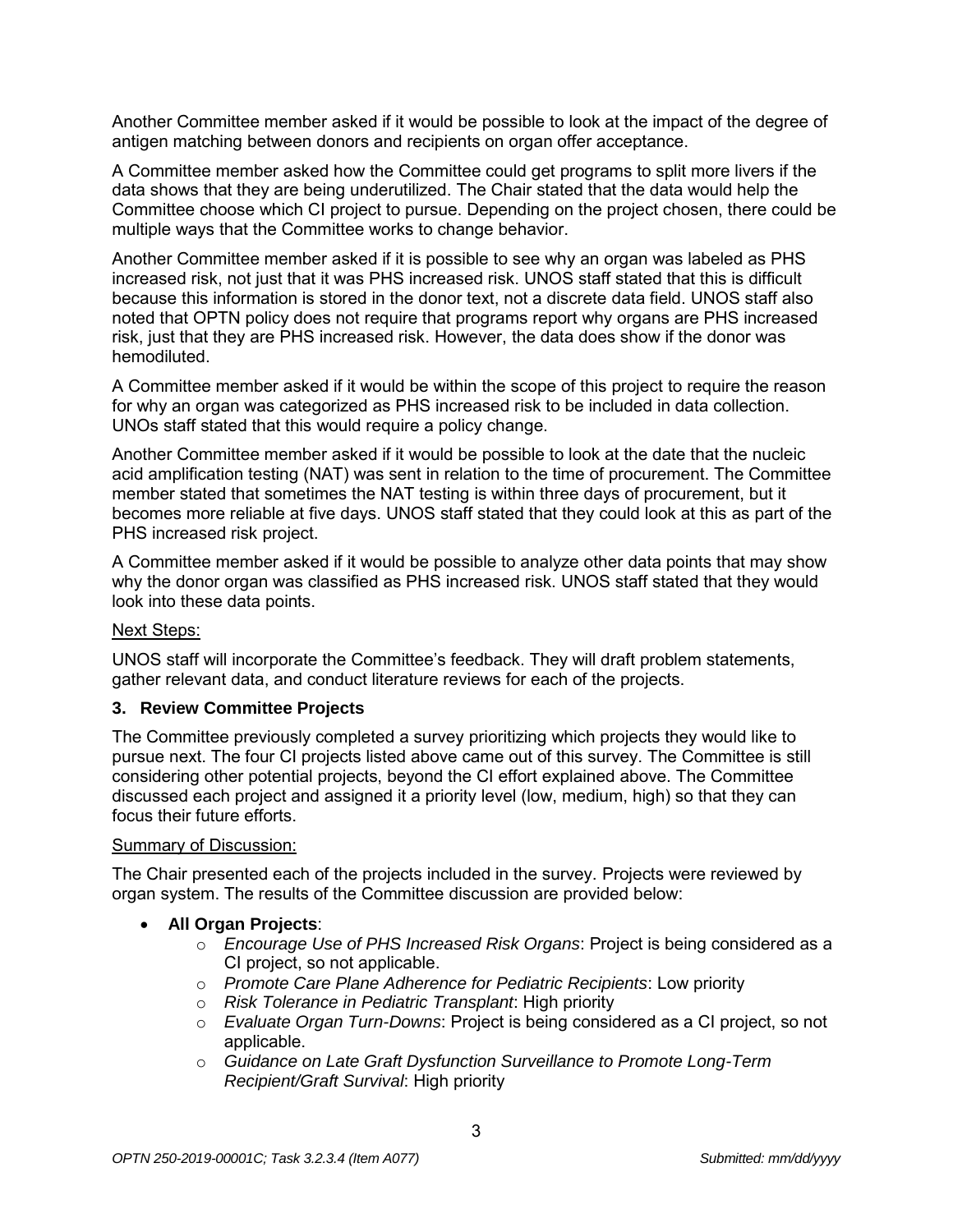Another Committee member asked if it would be possible to look at the impact of the degree of antigen matching between donors and recipients on organ offer acceptance.

A Committee member asked how the Committee could get programs to split more livers if the data shows that they are being underutilized. The Chair stated that the data would help the Committee choose which CI project to pursue. Depending on the project chosen, there could be multiple ways that the Committee works to change behavior.

Another Committee member asked if it is possible to see why an organ was labeled as PHS increased risk, not just that it was PHS increased risk. UNOS staff stated that this is difficult because this information is stored in the donor text, not a discrete data field. UNOS staff also noted that OPTN policy does not require that programs report why organs are PHS increased risk, just that they are PHS increased risk. However, the data does show if the donor was hemodiluted.

A Committee member asked if it would be within the scope of this project to require the reason for why an organ was categorized as PHS increased risk to be included in data collection. UNOs staff stated that this would require a policy change.

Another Committee member asked if it would be possible to look at the date that the nucleic acid amplification testing (NAT) was sent in relation to the time of procurement. The Committee member stated that sometimes the NAT testing is within three days of procurement, but it becomes more reliable at five days. UNOS staff stated that they could look at this as part of the PHS increased risk project.

A Committee member asked if it would be possible to analyze other data points that may show why the donor organ was classified as PHS increased risk. UNOS staff stated that they would look into these data points.

Next Steps:

UNOS staff will incorporate the Committee's feedback. They will draft problem statements, gather relevant data, and conduct literature reviews for each of the projects.

### 3. Review Committee Projects

The Committee previously completed a survey prioritizing which projects they would like to pursue next. The four CI projects listed above came out of this survey. The Committee is still considering other potential projects, beyond the CI effort explained above. The Committee discussed each project and assigned it a priority level (low, medium, high) so that they can focus their future efforts.

Summary of Discussion:

The Chair presented each of the projects included in the survey. Projects were reviewed by organ system. The results of the Committee discussion are provided below:

- **All Organ Projects**:
  - *Encourage Use of PHS Increased Risk Organs*: Project is being considered as a CI project, so not applicable.
  - *Promote Care Plane Adherence for Pediatric Recipients*: Low priority
  - *Risk Tolerance in Pediatric Transplant*: High priority
  - *Evaluate Organ Turn-Downs*: Project is being considered as a CI project, so not applicable.
  - *Guidance on Late Graft Dysfunction Surveillance to Promote Long-Term Recipient/Graft Survival*: High priority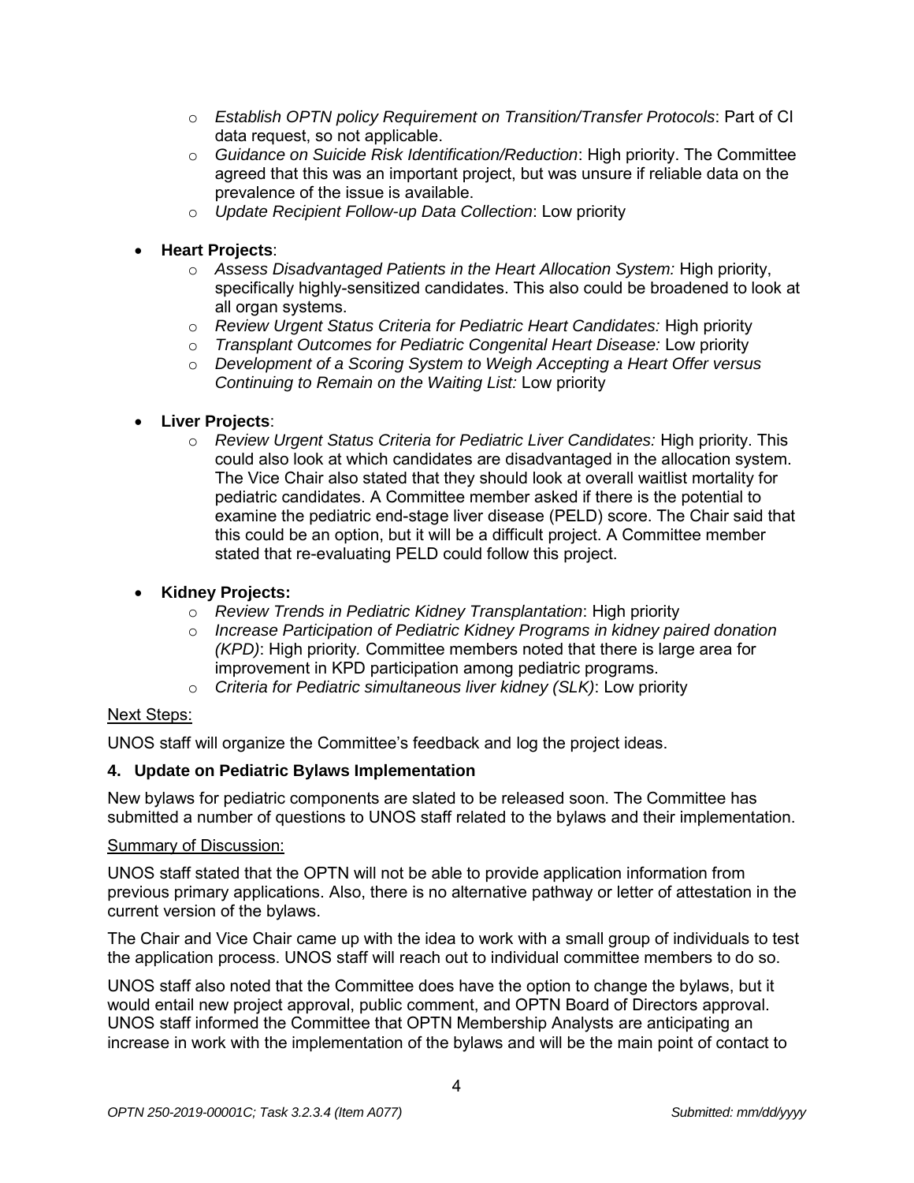- *Establish OPTN policy Requirement on Transition/Transfer Protocols*: Part of CI data request, so not applicable.
  - *Guidance on Suicide Risk Identification/Reduction*: High priority. The Committee agreed that this was an important project, but was unsure if reliable data on the prevalence of the issue is available.
  - *Update Recipient Follow-up Data Collection*: Low priority

- **Heart Projects**:
  - *Assess Disadvantaged Patients in the Heart Allocation System:* High priority, specifically highly-sensitized candidates. This also could be broadened to look at all organ systems.
  - *Review Urgent Status Criteria for Pediatric Heart Candidates:* High priority
  - *Transplant Outcomes for Pediatric Congenital Heart Disease:* Low priority
  - *Development of a Scoring System to Weigh Accepting a Heart Offer versus Continuing to Remain on the Waiting List:* Low priority

- **Liver Projects**:
  - *Review Urgent Status Criteria for Pediatric Liver Candidates:* High priority. This could also look at which candidates are disadvantaged in the allocation system. The Vice Chair also stated that they should look at overall waitlist mortality for pediatric candidates. A Committee member asked if there is the potential to examine the pediatric end-stage liver disease (PELD) score. The Chair said that this could be an option, but it will be a difficult project. A Committee member stated that re-evaluating PELD could follow this project.

- **Kidney Projects:**
  - *Review Trends in Pediatric Kidney Transplantation*: High priority
  - *Increase Participation of Pediatric Kidney Programs in kidney paired donation (KPD)*: High priority*.* Committee members noted that there is large area for improvement in KPD participation among pediatric programs.
  - *Criteria for Pediatric simultaneous liver kidney (SLK)*: Low priority

Next Steps:

UNOS staff will organize the Committee's feedback and log the project ideas.

### 4. Update on Pediatric Bylaws Implementation

New bylaws for pediatric components are slated to be released soon. The Committee has submitted a number of questions to UNOS staff related to the bylaws and their implementation.

Summary of Discussion:

UNOS staff stated that the OPTN will not be able to provide application information from previous primary applications. Also, there is no alternative pathway or letter of attestation in the current version of the bylaws.

The Chair and Vice Chair came up with the idea to work with a small group of individuals to test the application process. UNOS staff will reach out to individual committee members to do so.

UNOS staff also noted that the Committee does have the option to change the bylaws, but it would entail new project approval, public comment, and OPTN Board of Directors approval. UNOS staff informed the Committee that OPTN Membership Analysts are anticipating an increase in work with the implementation of the bylaws and will be the main point of contact to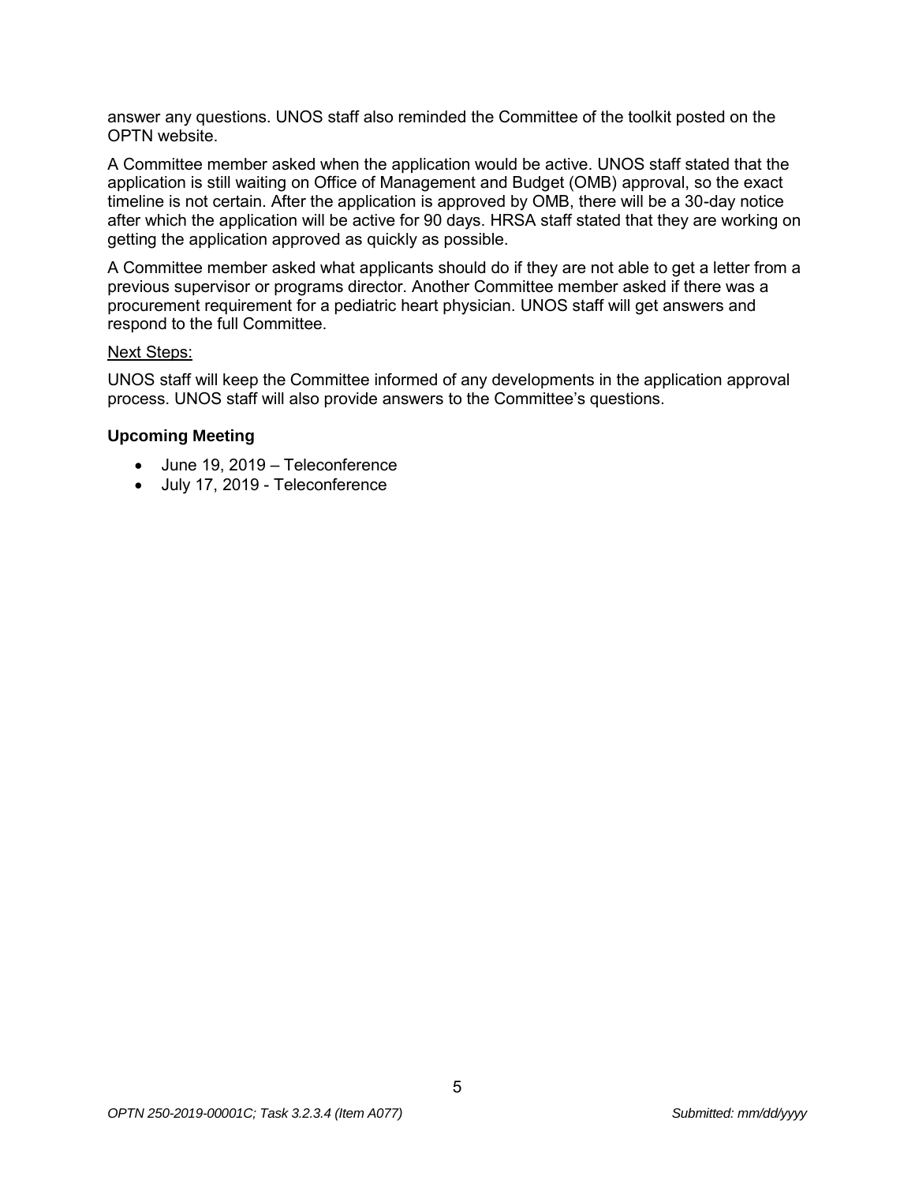answer any questions. UNOS staff also reminded the Committee of the toolkit posted on the OPTN website.

A Committee member asked when the application would be active. UNOS staff stated that the application is still waiting on Office of Management and Budget (OMB) approval, so the exact timeline is not certain. After the application is approved by OMB, there will be a 30-day notice after which the application will be active for 90 days. HRSA staff stated that they are working on getting the application approved as quickly as possible.

A Committee member asked what applicants should do if they are not able to get a letter from a previous supervisor or programs director. Another Committee member asked if there was a procurement requirement for a pediatric heart physician. UNOS staff will get answers and respond to the full Committee.

Next Steps:

UNOS staff will keep the Committee informed of any developments in the application approval process. UNOS staff will also provide answers to the Committee's questions.

### Upcoming Meeting

- June 19, 2019 – Teleconference
- July 17, 2019 - Teleconference